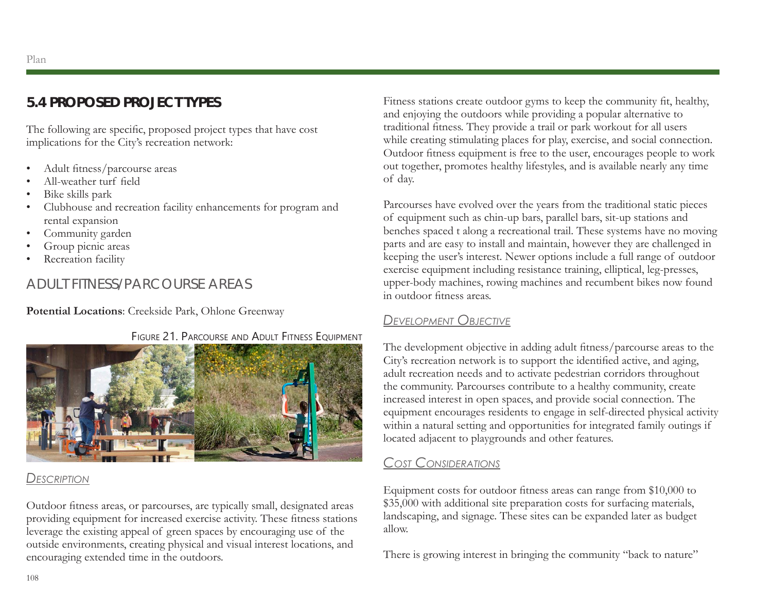## 5.4 PROPOSED PROJECT TYPES

The following are specific, proposed project types that have cost implications for the City's recreation network:

- Adult fitness/parcourse areas
- All-weather turf field
- Bike skills park
- Clubhouse and recreation facility enhancements for program and rental expansion
- Community garden
- Group picnic areas
- Recreation facility

### ADULT FITNESS/PARCOURSE AREAS

**Potential Locations**: Creekside Park, Ohlone Greenway

FIGURE 21. PARCOURSE AND ADULT FITNESS EQUIPMENT

#### *DESCRIPTION*

Outdoor fitness areas, or parcourses, are typically small, designated areas providing equipment for increased exercise activity. These fitness stations leverage the existing appeal of green spaces by encouraging use of the outside environments, creating physical and visual interest locations, and encouraging extended time in the outdoors.

Fitness stations create outdoor gyms to keep the community fit, healthy, and enjoying the outdoors while providing a popular alternative to traditional fitness. They provide a trail or park workout for all users while creating stimulating places for play, exercise, and social connection. Outdoor fitness equipment is free to the user, encourages people to work out together, promotes healthy lifestyles, and is available nearly any time of day.

Parcourses have evolved over the years from the traditional static pieces of equipment such as chin-up bars, parallel bars, sit-up stations and benches spaced t along a recreational trail. These systems have no moving parts and are easy to install and maintain, however they are challenged in keeping the user's interest. Newer options include a full range of outdoor exercise equipment including resistance training, elliptical, leg-presses, upper-body machines, rowing machines and recumbent bikes now found in outdoor fitness areas.

#### *DEVELOPMENT OBJECTIVE*

The development objective in adding adult fitness/parcourse areas to the City's recreation network is to support the identified active, and aging, adult recreation needs and to activate pedestrian corridors throughout the community. Parcourses contribute to a healthy community, create increased interest in open spaces, and provide social connection. The equipment encourages residents to engage in self-directed physical activity within a natural setting and opportunities for integrated family outings if located adjacent to playgrounds and other features.

#### *COST CONSIDERATIONS*

Equipment costs for outdoor fitness areas can range from $10,000 to $35,000 with additional site preparation costs for surfacing materials, landscaping, and signage. These sites can be expanded later as budget allow.

There is growing interest in bringing the community "back to nature"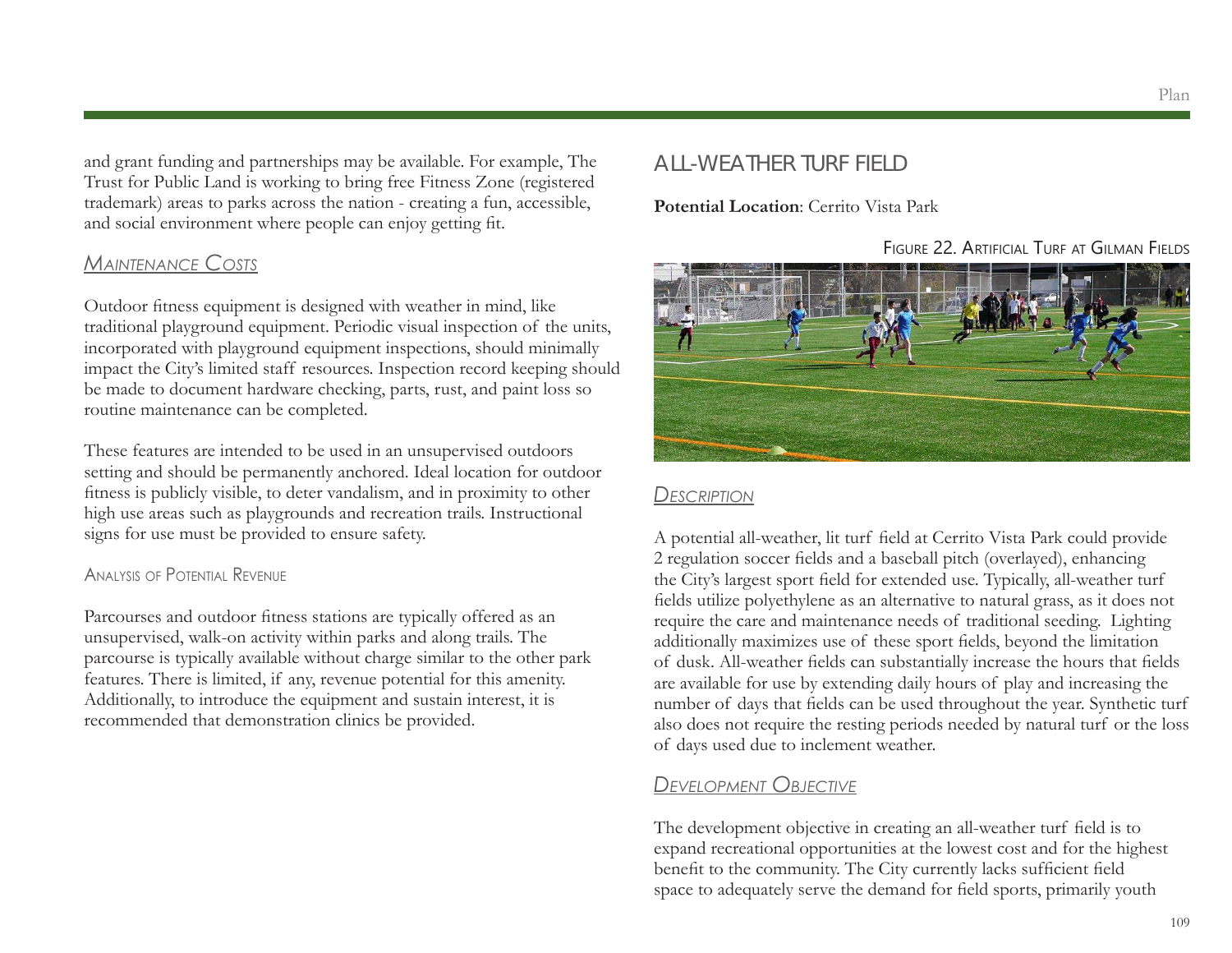and grant funding and partnerships may be available. For example, The Trust for Public Land is working to bring free Fitness Zone (registered trademark) areas to parks across the nation - creating a fun, accessible, and social environment where people can enjoy getting fit.

### *Maintenance Costs*

Outdoor fitness equipment is designed with weather in mind, like traditional playground equipment. Periodic visual inspection of the units, incorporated with playground equipment inspections, should minimally impact the City's limited staff resources. Inspection record keeping should be made to document hardware checking, parts, rust, and paint loss so routine maintenance can be completed.

These features are intended to be used in an unsupervised outdoors setting and should be permanently anchored. Ideal location for outdoor fitness is publicly visible, to deter vandalism, and in proximity to other high use areas such as playgrounds and recreation trails. Instructional signs for use must be provided to ensure safety.

#### Analysis of Potential Revenue

Parcourses and outdoor fitness stations are typically offered as an unsupervised, walk-on activity within parks and along trails. The parcourse is typically available without charge similar to the other park features. There is limited, if any, revenue potential for this amenity. Additionally, to introduce the equipment and sustain interest, it is recommended that demonstration clinics be provided.

## All-Weather Turf Field

**Potential Location**: Cerrito Vista Park

Figure 22. Artificial Turf at Gilman Fields

### *Description*

A potential all-weather, lit turf field at Cerrito Vista Park could provide 2 regulation soccer fields and a baseball pitch (overlayed), enhancing the City's largest sport field for extended use. Typically, all-weather turf fields utilize polyethylene as an alternative to natural grass, as it does not require the care and maintenance needs of traditional seeding. Lighting additionally maximizes use of these sport fields, beyond the limitation of dusk. All-weather fields can substantially increase the hours that fields are available for use by extending daily hours of play and increasing the number of days that fields can be used throughout the year. Synthetic turf also does not require the resting periods needed by natural turf or the loss of days used due to inclement weather.

### *Development Objective*

The development objective in creating an all-weather turf field is to expand recreational opportunities at the lowest cost and for the highest benefit to the community. The City currently lacks sufficient field space to adequately serve the demand for field sports, primarily youth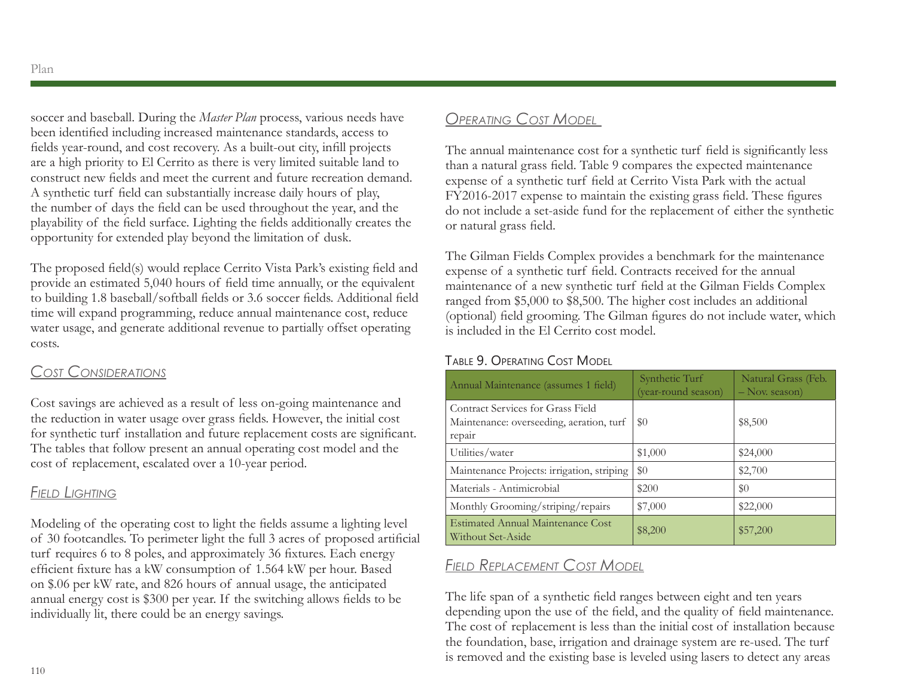soccer and baseball. During the *Master Plan* process, various needs have been identified including increased maintenance standards, access to fields year-round, and cost recovery. As a built-out city, infill projects are a high priority to El Cerrito as there is very limited suitable land to construct new fields and meet the current and future recreation demand. A synthetic turf field can substantially increase daily hours of play, the number of days the field can be used throughout the year, and the playability of the field surface. Lighting the fields additionally creates the opportunity for extended play beyond the limitation of dusk.

The proposed field(s) would replace Cerrito Vista Park's existing field and provide an estimated 5,040 hours of field time annually, or the equivalent to building 1.8 baseball/softball fields or 3.6 soccer fields. Additional field time will expand programming, reduce annual maintenance cost, reduce water usage, and generate additional revenue to partially offset operating costs.

### *Cost Considerations*

Cost savings are achieved as a result of less on-going maintenance and the reduction in water usage over grass fields. However, the initial cost for synthetic turf installation and future replacement costs are significant. The tables that follow present an annual operating cost model and the cost of replacement, escalated over a 10-year period.

### *Field Lighting*

Modeling of the operating cost to light the fields assume a lighting level of 30 footcandles. To perimeter light the full 3 acres of proposed artificial turf requires 6 to 8 poles, and approximately 36 fixtures. Each energy efficient fixture has a kW consumption of 1.564 kW per hour. Based on $.06 per kW rate, and 826 hours of annual usage, the anticipated annual energy cost is $300 per year. If the switching allows fields to be individually lit, there could be an energy savings.

### *Operating Cost Model*

The annual maintenance cost for a synthetic turf field is significantly less than a natural grass field. Table 9 compares the expected maintenance expense of a synthetic turf field at Cerrito Vista Park with the actual FY2016-2017 expense to maintain the existing grass field. These figures do not include a set-aside fund for the replacement of either the synthetic or natural grass field.

The Gilman Fields Complex provides a benchmark for the maintenance expense of a synthetic turf field. Contracts received for the annual maintenance of a new synthetic turf field at the Gilman Fields Complex ranged from $5,000 to $8,500. The higher cost includes an additional (optional) field grooming. The Gilman figures do not include water, which is included in the El Cerrito cost model.

Table 9. Operating Cost Model

| Annual Maintenance (assumes 1 field) | Synthetic Turf (year-round season) | Natural Grass (Feb. – Nov. season) |
|---|---|---|
| Contract Services for Grass Field Maintenance: overseeding, aeration, turf repair | $0 | $8,500 |
| Utilities/water | $1,000 | $24,000 |
| Maintenance Projects: irrigation, striping | $0 | $2,700 |
| Materials - Antimicrobial | $200 | $0 |
| Monthly Grooming/striping/repairs | $7,000 | $22,000 |
| Estimated Annual Maintenance Cost Without Set-Aside | $8,200 | $57,200 |

### *Field Replacement Cost Model*

The life span of a synthetic field ranges between eight and ten years depending upon the use of the field, and the quality of field maintenance. The cost of replacement is less than the initial cost of installation because the foundation, base, irrigation and drainage system are re-used. The turf is removed and the existing base is leveled using lasers to detect any areas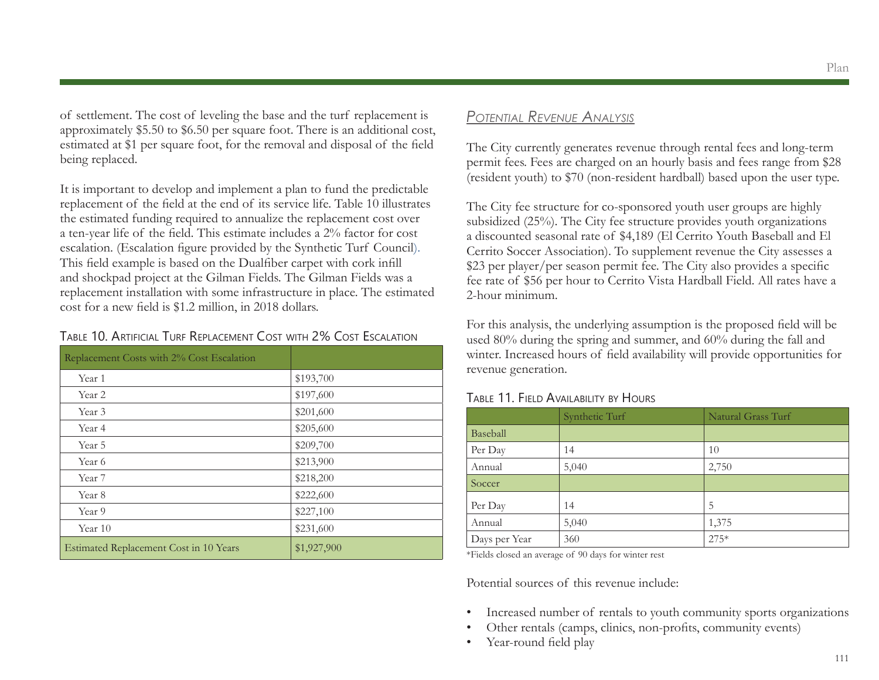of settlement. The cost of leveling the base and the turf replacement is approximately $5.50 to $6.50 per square foot. There is an additional cost, estimated at $1 per square foot, for the removal and disposal of the field being replaced.

It is important to develop and implement a plan to fund the predictable replacement of the field at the end of its service life. Table 10 illustrates the estimated funding required to annualize the replacement cost over a ten-year life of the field. This estimate includes a 2% factor for cost escalation. (Escalation figure provided by the Synthetic Turf Council). This field example is based on the Dualfiber carpet with cork infill and shockpad project at the Gilman Fields. The Gilman Fields was a replacement installation with some infrastructure in place. The estimated cost for a new field is $1.2 million, in 2018 dollars.

Table 10. Artificial Turf Replacement Cost with 2% Cost Escalation

| Replacement Costs with 2% Cost Escalation | |
|---|---|
| Year 1 | $193,700 |
| Year 2 | $197,600 |
| Year 3 | $201,600 |
| Year 4 | $205,600 |
| Year 5 | $209,700 |
| Year 6 | $213,900 |
| Year 7 | $218,200 |
| Year 8 | $222,600 |
| Year 9 | $227,100 |
| Year 10 | $231,600 |
| Estimated Replacement Cost in 10 Years | $1,927,900 |

## *Potential Revenue Analysis*

The City currently generates revenue through rental fees and long-term permit fees. Fees are charged on an hourly basis and fees range from $28 (resident youth) to $70 (non-resident hardball) based upon the user type.

The City fee structure for co-sponsored youth user groups are highly subsidized (25%). The City fee structure provides youth organizations a discounted seasonal rate of $4,189 (El Cerrito Youth Baseball and El Cerrito Soccer Association). To supplement revenue the City assesses a $23 per player/per season permit fee. The City also provides a specific fee rate of $56 per hour to Cerrito Vista Hardball Field. All rates have a 2-hour minimum.

For this analysis, the underlying assumption is the proposed field will be used 80% during the spring and summer, and 60% during the fall and winter. Increased hours of field availability will provide opportunities for revenue generation.

Table 11. Field Availability by Hours

| | Synthetic Turf | Natural Grass Turf |
|---|---|---|
| Baseball | | |
| Per Day | 14 | 10 |
| Annual | 5,040 | 2,750 |
| Soccer | | |
| Per Day | 14 | 5 |
| Annual | 5,040 | 1,375 |
| Days per Year | 360 | 275* |

*Fields closed an average of 90 days for winter rest

Potential sources of this revenue include:

- Increased number of rentals to youth community sports organizations
- Other rentals (camps, clinics, non-profits, community events)
- Year-round field play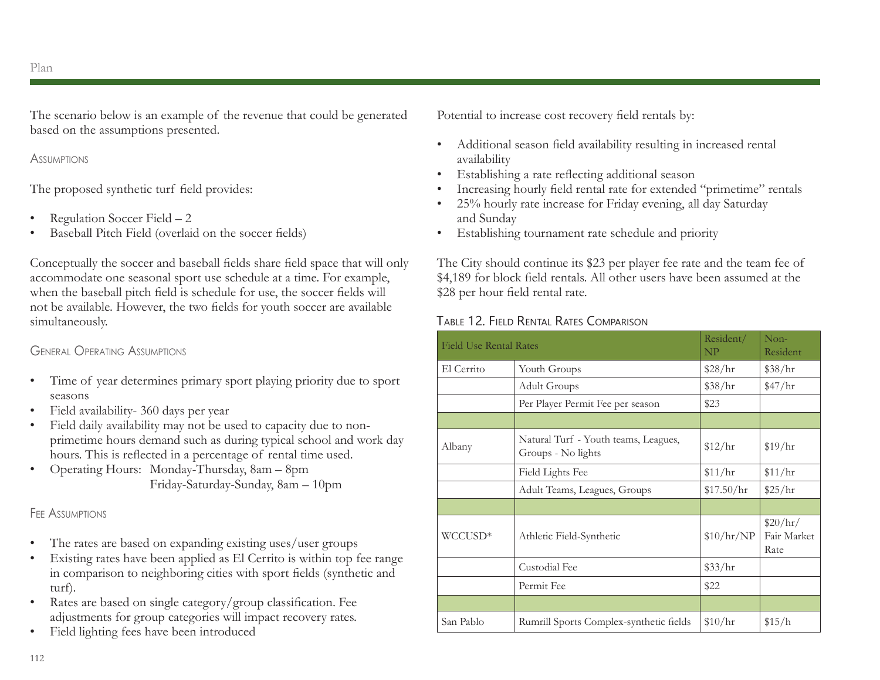The scenario below is an example of the revenue that could be generated based on the assumptions presented.

### Assumptions

The proposed synthetic turf field provides:

- Regulation Soccer Field – 2
- Baseball Pitch Field (overlaid on the soccer fields)

Conceptually the soccer and baseball fields share field space that will only accommodate one seasonal sport use schedule at a time. For example, when the baseball pitch field is schedule for use, the soccer fields will not be available. However, the two fields for youth soccer are available simultaneously.

### General Operating Assumptions

- Time of year determines primary sport playing priority due to sport seasons
- Field availability- 360 days per year
- Field daily availability may not be used to capacity due to non-primetime hours demand such as during typical school and work day hours. This is reflected in a percentage of rental time used.
- Operating Hours: Monday-Thursday, 8am – 8pm
  Friday-Saturday-Sunday, 8am – 10pm

### Fee Assumptions

- The rates are based on expanding existing uses/user groups
- Existing rates have been applied as El Cerrito is within top fee range in comparison to neighboring cities with sport fields (synthetic and turf).
- Rates are based on single category/group classification. Fee adjustments for group categories will impact recovery rates.
- Field lighting fees have been introduced

Potential to increase cost recovery field rentals by:

- Additional season field availability resulting in increased rental availability
- Establishing a rate reflecting additional season
- Increasing hourly field rental rate for extended "primetime" rentals
- 25% hourly rate increase for Friday evening, all day Saturday and Sunday
- Establishing tournament rate schedule and priority

The City should continue its $23 per player fee rate and the team fee of $4,189 for block field rentals. All other users have been assumed at the $28 per hour field rental rate.

### Table 12. Field Rental Rates Comparison

| Field Use Rental Rates | | Resident/ NP | Non-Resident |
|---|---|---|---|
| El Cerrito | Youth Groups | $28/hr | $38/hr |
| | Adult Groups | $38/hr | $47/hr |
| | Per Player Permit Fee per season | $23 | |
| | | | |
| Albany | Natural Turf - Youth teams, Leagues, Groups - No lights | $12/hr | $19/hr |
| | Field Lights Fee | $11/hr | $11/hr |
| | Adult Teams, Leagues, Groups | $17.50/hr | $25/hr |
| | | | |
| WCCUSD* | Athletic Field-Synthetic | $10/hr/NP | $20/hr/ Fair Market Rate |
| | Custodial Fee | $33/hr | |
| | Permit Fee | $22 | |
| | | | |
| San Pablo | Rumrill Sports Complex-synthetic fields | $10/hr | $15/h |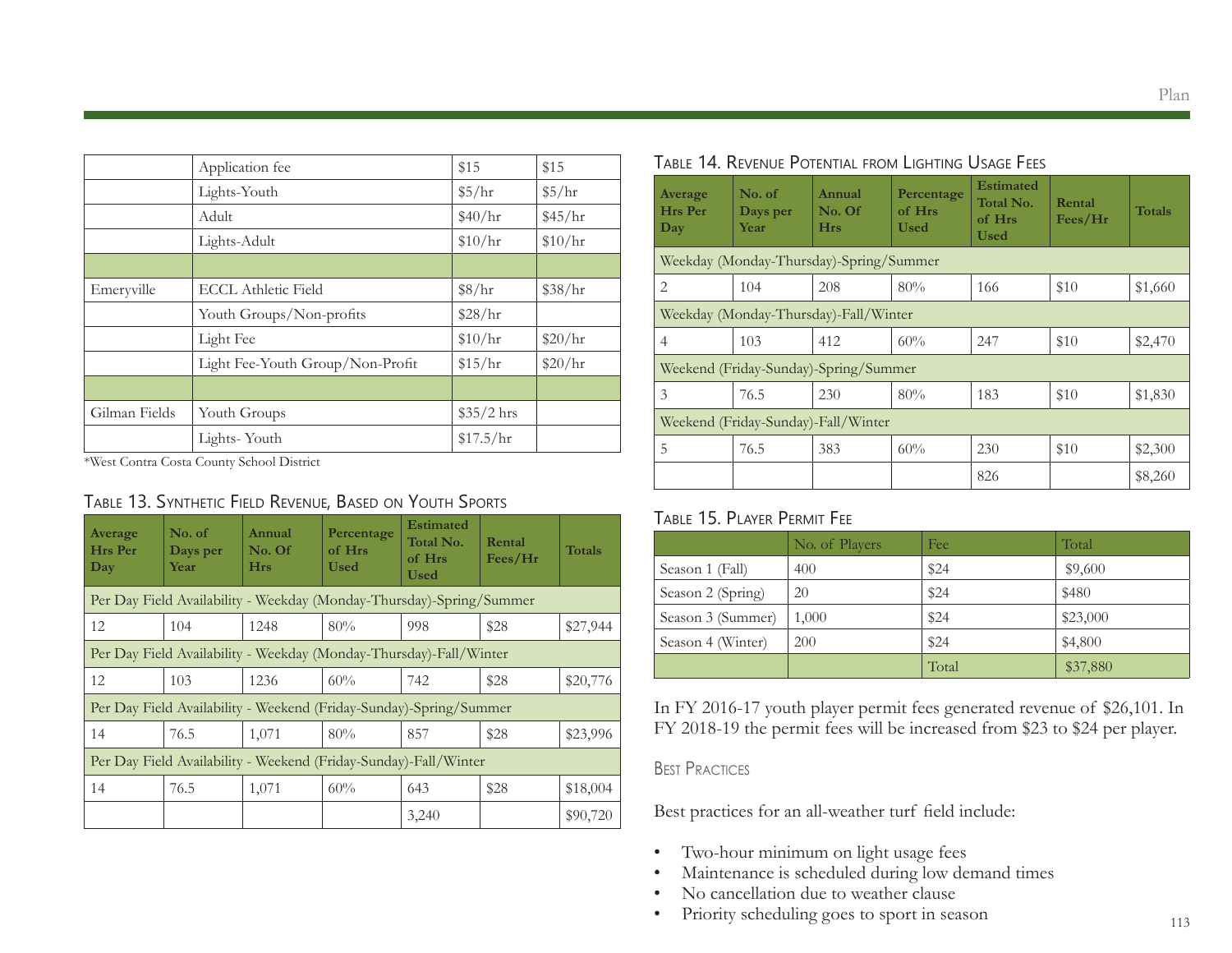| | | | |
|---|---|---|---|
| | Application fee | $15 | $15 |
| | Lights-Youth | $5/hr | $5/hr |
| | Adult | $40/hr | $45/hr |
| | Lights-Adult | $10/hr | $10/hr |
| | | | |
| Emeryville | ECCL Athletic Field | $8/hr | $38/hr |
| | Youth Groups/Non-profits | $28/hr | |
| | Light Fee | $10/hr | $20/hr |
| | Light Fee-Youth Group/Non-Profit | $15/hr | $20/hr |
| | | | |
| Gilman Fields | Youth Groups | $35/2 hrs | |
| | Lights- Youth | $17.5/hr | |

*West Contra Costa County School District

### Table 13. Synthetic Field Revenue, Based on Youth Sports

| Average Hrs Per Day | No. of Days per Year | Annual No. Of Hrs | Percentage of Hrs Used | Estimated Total No. of Hrs Used | Rental Fees/Hr | Totals |
|---|---|---|---|---|---|---|
| Per Day Field Availability - Weekday (Monday-Thursday)-Spring/Summer | | | | | | |
| 12 | 104 | 1248 | 80% | 998 | $28 | $27,944 |
| Per Day Field Availability - Weekday (Monday-Thursday)-Fall/Winter | | | | | | |
| 12 | 103 | 1236 | 60% | 742 | $28 | $20,776 |
| Per Day Field Availability - Weekend (Friday-Sunday)-Spring/Summer | | | | | | |
| 14 | 76.5 | 1,071 | 80% | 857 | $28 | $23,996 |
| Per Day Field Availability - Weekend (Friday-Sunday)-Fall/Winter | | | | | | |
| 14 | 76.5 | 1,071 | 60% | 643 | $28 | $18,004 |
| | | | | 3,240 | | $90,720 |

### Table 14. Revenue Potential from Lighting Usage Fees

| Average Hrs Per Day | No. of Days per Year | Annual No. Of Hrs | Percentage of Hrs Used | Estimated Total No. of Hrs Used | Rental Fees/Hr | Totals |
|---|---|---|---|---|---|---|
| Weekday (Monday-Thursday)-Spring/Summer | | | | | | |
| 2 | 104 | 208 | 80% | 166 | $10 | $1,660 |
| Weekday (Monday-Thursday)-Fall/Winter | | | | | | |
| 4 | 103 | 412 | 60% | 247 | $10 | $2,470 |
| Weekend (Friday-Sunday)-Spring/Summer | | | | | | |
| 3 | 76.5 | 230 | 80% | 183 | $10 | $1,830 |
| Weekend (Friday-Sunday)-Fall/Winter | | | | | | |
| 5 | 76.5 | 383 | 60% | 230 | $10 | $2,300 |
| | | | | 826 | | $8,260 |

### Table 15. Player Permit Fee

| | No. of Players | Fee | Total |
|---|---|---|---|
| Season 1 (Fall) | 400 | $24 | $9,600 |
| Season 2 (Spring) | 20 | $24 | $480 |
| Season 3 (Summer) | 1,000 | $24 | $23,000 |
| Season 4 (Winter) | 200 | $24 | $4,800 |
| | | Total | $37,880 |

In FY 2016-17 youth player permit fees generated revenue of $26,101. In FY 2018-19 the permit fees will be increased from $23 to $24 per player.

### Best Practices

Best practices for an all-weather turf field include:

- Two-hour minimum on light usage fees
- Maintenance is scheduled during low demand times
- No cancellation due to weather clause
- Priority scheduling goes to sport in season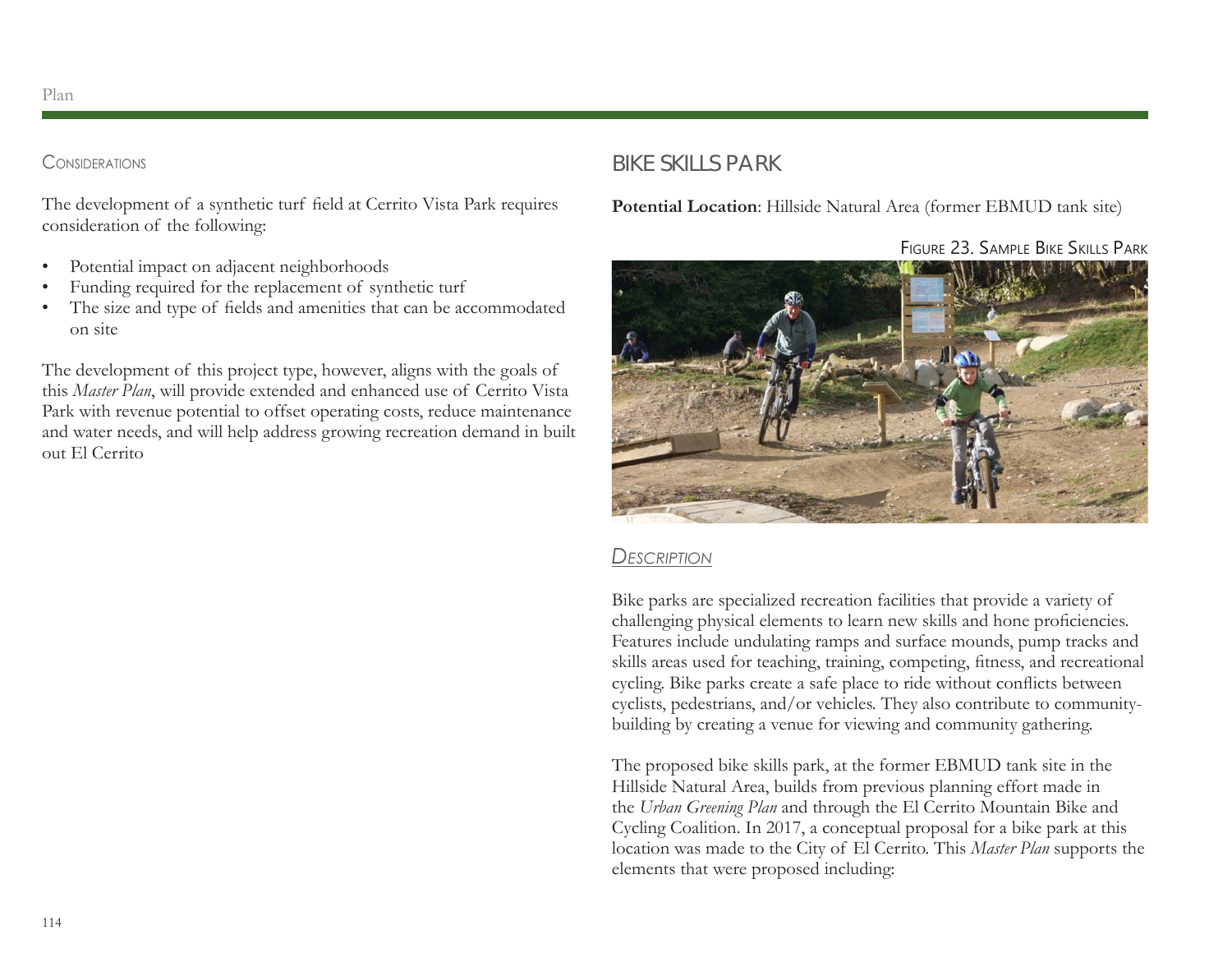### Considerations

The development of a synthetic turf field at Cerrito Vista Park requires consideration of the following:

- Potential impact on adjacent neighborhoods
- Funding required for the replacement of synthetic turf
- The size and type of fields and amenities that can be accommodated on site

The development of this project type, however, aligns with the goals of this *Master Plan*, will provide extended and enhanced use of Cerrito Vista Park with revenue potential to offset operating costs, reduce maintenance and water needs, and will help address growing recreation demand in built out El Cerrito

## BIKE SKILLS PARK

**Potential Location**: Hillside Natural Area (former EBMUD tank site)

Figure 23. Sample Bike Skills Park

### *Description*

Bike parks are specialized recreation facilities that provide a variety of challenging physical elements to learn new skills and hone proficiencies. Features include undulating ramps and surface mounds, pump tracks and skills areas used for teaching, training, competing, fitness, and recreational cycling. Bike parks create a safe place to ride without conflicts between cyclists, pedestrians, and/or vehicles. They also contribute to community-building by creating a venue for viewing and community gathering.

The proposed bike skills park, at the former EBMUD tank site in the Hillside Natural Area, builds from previous planning effort made in the *Urban Greening Plan* and through the El Cerrito Mountain Bike and Cycling Coalition. In 2017, a conceptual proposal for a bike park at this location was made to the City of El Cerrito. This *Master Plan* supports the elements that were proposed including: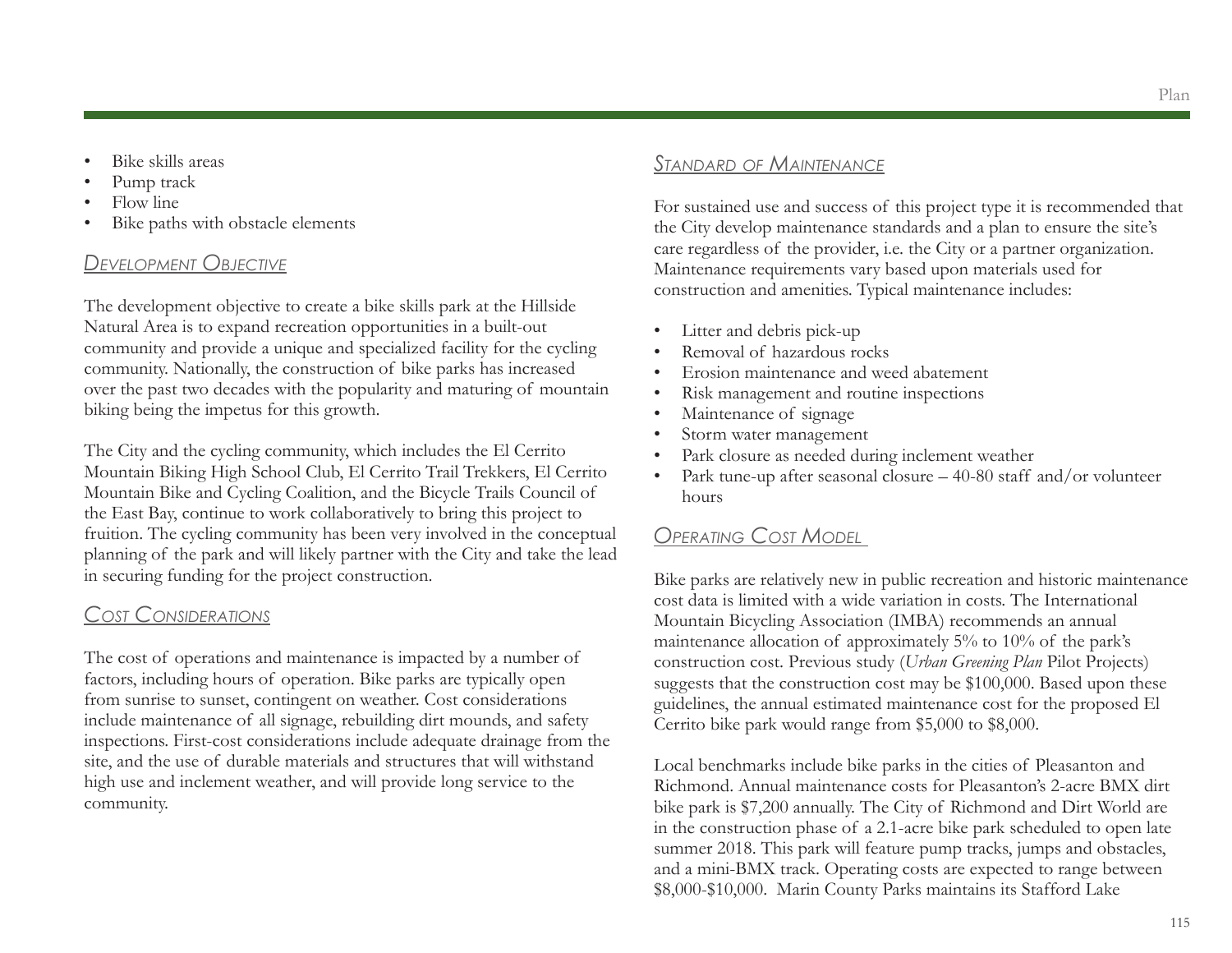- Bike skills areas
- Pump track
- Flow line
- Bike paths with obstacle elements

### Development Objective

The development objective to create a bike skills park at the Hillside Natural Area is to expand recreation opportunities in a built-out community and provide a unique and specialized facility for the cycling community. Nationally, the construction of bike parks has increased over the past two decades with the popularity and maturing of mountain biking being the impetus for this growth.

The City and the cycling community, which includes the El Cerrito Mountain Biking High School Club, El Cerrito Trail Trekkers, El Cerrito Mountain Bike and Cycling Coalition, and the Bicycle Trails Council of the East Bay, continue to work collaboratively to bring this project to fruition. The cycling community has been very involved in the conceptual planning of the park and will likely partner with the City and take the lead in securing funding for the project construction.

### Cost Considerations

The cost of operations and maintenance is impacted by a number of factors, including hours of operation. Bike parks are typically open from sunrise to sunset, contingent on weather. Cost considerations include maintenance of all signage, rebuilding dirt mounds, and safety inspections. First-cost considerations include adequate drainage from the site, and the use of durable materials and structures that will withstand high use and inclement weather, and will provide long service to the community.

### Standard of Maintenance

For sustained use and success of this project type it is recommended that the City develop maintenance standards and a plan to ensure the site's care regardless of the provider, i.e. the City or a partner organization. Maintenance requirements vary based upon materials used for construction and amenities. Typical maintenance includes:

- Litter and debris pick-up
- Removal of hazardous rocks
- Erosion maintenance and weed abatement
- Risk management and routine inspections
- Maintenance of signage
- Storm water management
- Park closure as needed during inclement weather
- Park tune-up after seasonal closure – 40-80 staff and/or volunteer hours

### Operating Cost Model

Bike parks are relatively new in public recreation and historic maintenance cost data is limited with a wide variation in costs. The International Mountain Bicycling Association (IMBA) recommends an annual maintenance allocation of approximately 5% to 10% of the park's construction cost. Previous study (*Urban Greening Plan* Pilot Projects) suggests that the construction cost may be $100,000. Based upon these guidelines, the annual estimated maintenance cost for the proposed El Cerrito bike park would range from $5,000 to $8,000.

Local benchmarks include bike parks in the cities of Pleasanton and Richmond. Annual maintenance costs for Pleasanton's 2-acre BMX dirt bike park is $7,200 annually. The City of Richmond and Dirt World are in the construction phase of a 2.1-acre bike park scheduled to open late summer 2018. This park will feature pump tracks, jumps and obstacles, and a mini-BMX track. Operating costs are expected to range between $8,000-$10,000. Marin County Parks maintains its Stafford Lake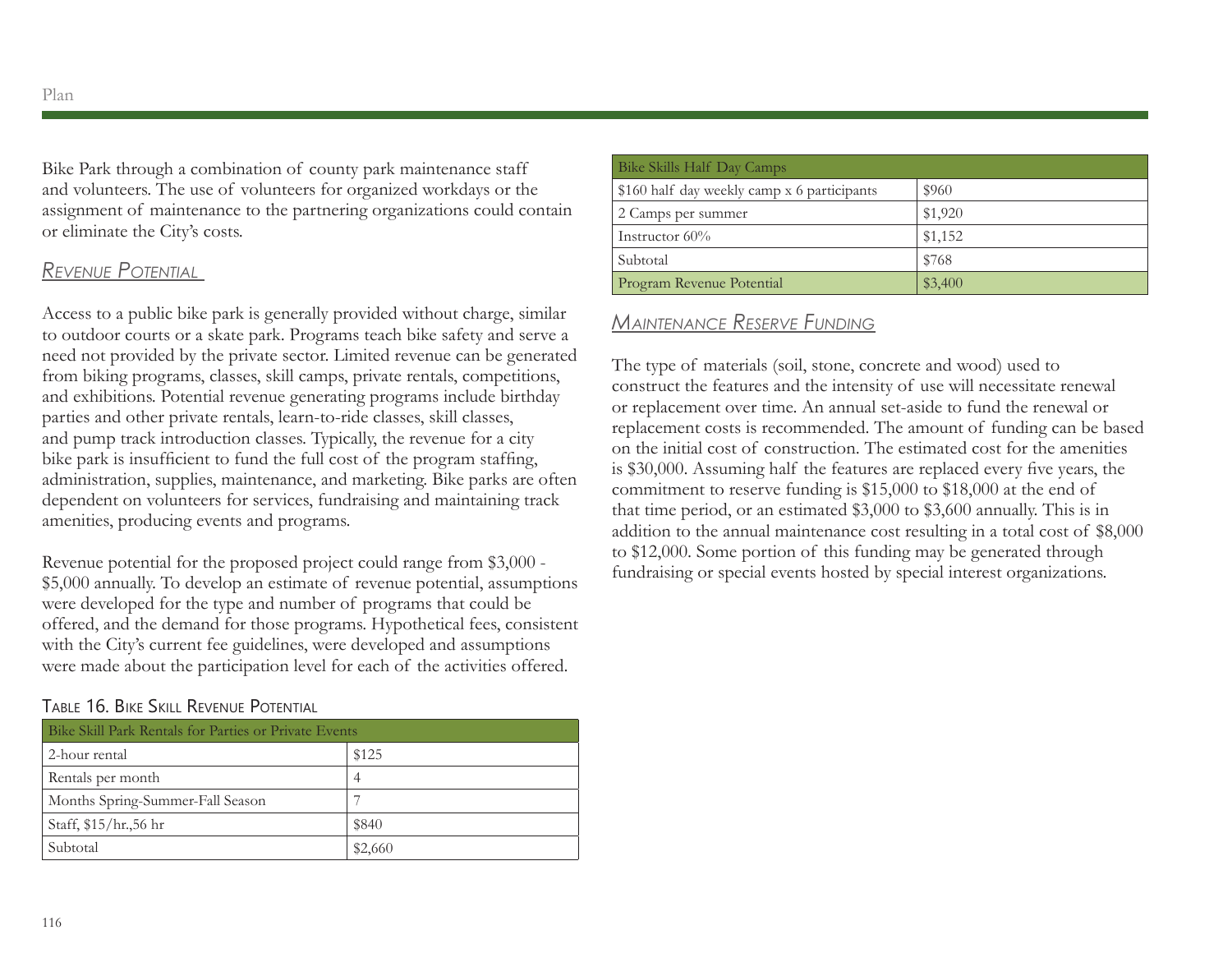Bike Park through a combination of county park maintenance staff and volunteers. The use of volunteers for organized workdays or the assignment of maintenance to the partnering organizations could contain or eliminate the City's costs.

## *Revenue Potential*

Access to a public bike park is generally provided without charge, similar to outdoor courts or a skate park. Programs teach bike safety and serve a need not provided by the private sector. Limited revenue can be generated from biking programs, classes, skill camps, private rentals, competitions, and exhibitions. Potential revenue generating programs include birthday parties and other private rentals, learn-to-ride classes, skill classes, and pump track introduction classes. Typically, the revenue for a city bike park is insufficient to fund the full cost of the program staffing, administration, supplies, maintenance, and marketing. Bike parks are often dependent on volunteers for services, fundraising and maintaining track amenities, producing events and programs.

Revenue potential for the proposed project could range from $3,000 - $5,000 annually. To develop an estimate of revenue potential, assumptions were developed for the type and number of programs that could be offered, and the demand for those programs. Hypothetical fees, consistent with the City's current fee guidelines, were developed and assumptions were made about the participation level for each of the activities offered.

Table 16. Bike Skill Revenue Potential

| Bike Skill Park Rentals for Parties or Private Events | |
|---|---|
| 2-hour rental | $125 |
| Rentals per month | 4 |
| Months Spring-Summer-Fall Season | 7 |
| Staff, $15/hr.,56 hr | $840 |
| Subtotal | $2,660 |
| **Bike Skills Half Day Camps** | |
| $160 half day weekly camp x 6 participants | $960 |
| 2 Camps per summer | $1,920 |
| Instructor 60% | $1,152 |
| Subtotal | $768 |
| Program Revenue Potential | $3,400 |

## *Maintenance Reserve Funding*

The type of materials (soil, stone, concrete and wood) used to construct the features and the intensity of use will necessitate renewal or replacement over time. An annual set-aside to fund the renewal or replacement costs is recommended. The amount of funding can be based on the initial cost of construction. The estimated cost for the amenities is $30,000. Assuming half the features are replaced every five years, the commitment to reserve funding is $15,000 to $18,000 at the end of that time period, or an estimated $3,000 to $3,600 annually. This is in addition to the annual maintenance cost resulting in a total cost of $8,000 to $12,000. Some portion of this funding may be generated through fundraising or special events hosted by special interest organizations.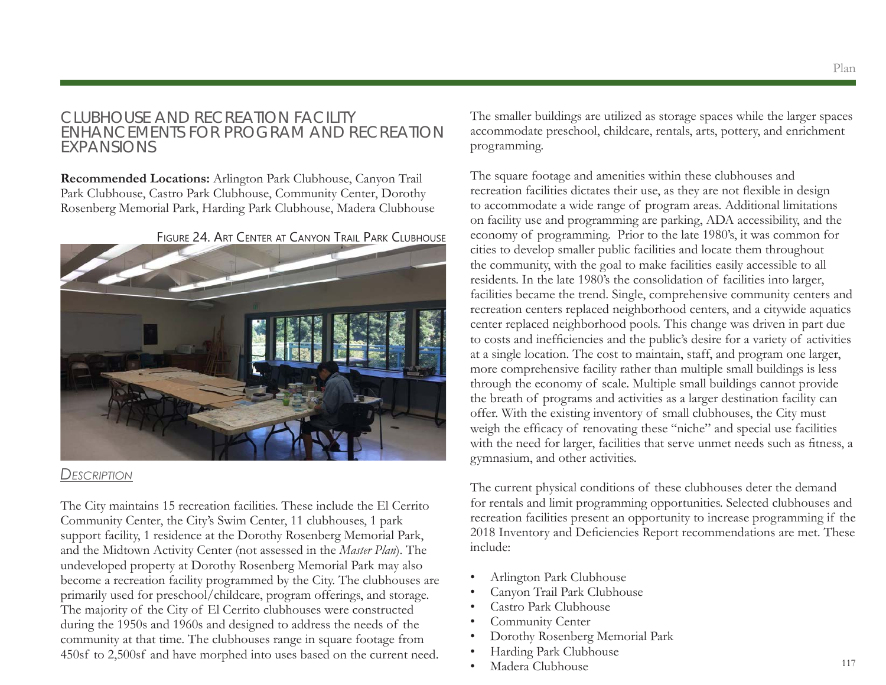## CLUBHOUSE AND RECREATION FACILITY ENHANCEMENTS FOR PROGRAM AND RECREATION EXPANSIONS

**Recommended Locations:** Arlington Park Clubhouse, Canyon Trail Park Clubhouse, Castro Park Clubhouse, Community Center, Dorothy Rosenberg Memorial Park, Harding Park Clubhouse, Madera Clubhouse

FIGURE 24. ART CENTER AT CANYON TRAIL PARK CLUBHOUSE

### *DESCRIPTION*

The City maintains 15 recreation facilities. These include the El Cerrito Community Center, the City's Swim Center, 11 clubhouses, 1 park support facility, 1 residence at the Dorothy Rosenberg Memorial Park, and the Midtown Activity Center (not assessed in the *Master Plan*). The undeveloped property at Dorothy Rosenberg Memorial Park may also become a recreation facility programmed by the City. The clubhouses are primarily used for preschool/childcare, program offerings, and storage. The majority of the City of El Cerrito clubhouses were constructed during the 1950s and 1960s and designed to address the needs of the community at that time. The clubhouses range in square footage from 450sf to 2,500sf and have morphed into uses based on the current need. The smaller buildings are utilized as storage spaces while the larger spaces accommodate preschool, childcare, rentals, arts, pottery, and enrichment programming.

The square footage and amenities within these clubhouses and recreation facilities dictates their use, as they are not flexible in design to accommodate a wide range of program areas. Additional limitations on facility use and programming are parking, ADA accessibility, and the economy of programming. Prior to the late 1980's, it was common for cities to develop smaller public facilities and locate them throughout the community, with the goal to make facilities easily accessible to all residents. In the late 1980's the consolidation of facilities into larger, facilities became the trend. Single, comprehensive community centers and recreation centers replaced neighborhood centers, and a citywide aquatics center replaced neighborhood pools. This change was driven in part due to costs and inefficiencies and the public's desire for a variety of activities at a single location. The cost to maintain, staff, and program one larger, more comprehensive facility rather than multiple small buildings is less through the economy of scale. Multiple small buildings cannot provide the breath of programs and activities as a larger destination facility can offer. With the existing inventory of small clubhouses, the City must weigh the efficacy of renovating these "niche" and special use facilities with the need for larger, facilities that serve unmet needs such as fitness, a gymnasium, and other activities.

The current physical conditions of these clubhouses deter the demand for rentals and limit programming opportunities. Selected clubhouses and recreation facilities present an opportunity to increase programming if the 2018 Inventory and Deficiencies Report recommendations are met. These include:

- Arlington Park Clubhouse
- Canyon Trail Park Clubhouse
- Castro Park Clubhouse
- Community Center
- Dorothy Rosenberg Memorial Park
- Harding Park Clubhouse
- Madera Clubhouse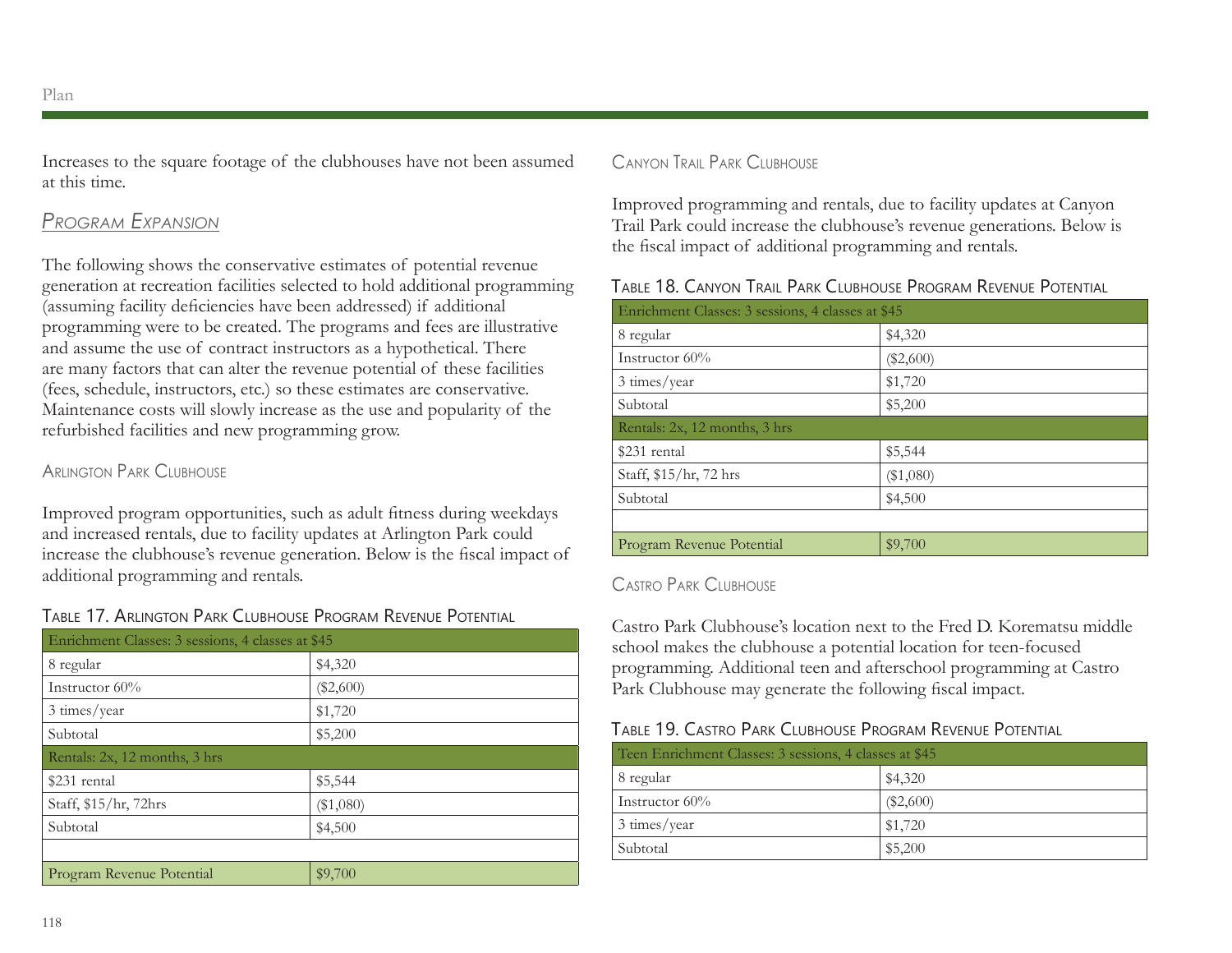Increases to the square footage of the clubhouses have not been assumed at this time.

## *Program Expansion*

The following shows the conservative estimates of potential revenue generation at recreation facilities selected to hold additional programming (assuming facility deficiencies have been addressed) if additional programming were to be created. The programs and fees are illustrative and assume the use of contract instructors as a hypothetical. There are many factors that can alter the revenue potential of these facilities (fees, schedule, instructors, etc.) so these estimates are conservative. Maintenance costs will slowly increase as the use and popularity of the refurbished facilities and new programming grow.

### Arlington Park Clubhouse

Improved program opportunities, such as adult fitness during weekdays and increased rentals, due to facility updates at Arlington Park could increase the clubhouse's revenue generation. Below is the fiscal impact of additional programming and rentals.

Table 17. Arlington Park Clubhouse Program Revenue Potential

| Enrichment Classes: 3 sessions, 4 classes at $45 | |
|---|---|
| 8 regular | $4,320 |
| Instructor 60% | ($2,600) |
| 3 times/year | $1,720 |
| Subtotal | $5,200 |
| Rentals: 2x, 12 months, 3 hrs | |
| $231 rental | $5,544 |
| Staff, $15/hr, 72hrs | ($1,080) |
| Subtotal | $4,500 |
| | |
| Program Revenue Potential | $9,700 |

### Canyon Trail Park Clubhouse

Improved programming and rentals, due to facility updates at Canyon Trail Park could increase the clubhouse's revenue generations. Below is the fiscal impact of additional programming and rentals.

Table 18. Canyon Trail Park Clubhouse Program Revenue Potential

| Enrichment Classes: 3 sessions, 4 classes at $45 | |
|---|---|
| 8 regular | $4,320 |
| Instructor 60% | ($2,600) |
| 3 times/year | $1,720 |
| Subtotal | $5,200 |
| Rentals: 2x, 12 months, 3 hrs | |
| $231 rental | $5,544 |
| Staff, $15/hr, 72 hrs | ($1,080) |
| Subtotal | $4,500 |
| | |
| Program Revenue Potential | $9,700 |

### Castro Park Clubhouse

Castro Park Clubhouse's location next to the Fred D. Korematsu middle school makes the clubhouse a potential location for teen-focused programming. Additional teen and afterschool programming at Castro Park Clubhouse may generate the following fiscal impact.

Table 19. Castro Park Clubhouse Program Revenue Potential

| Teen Enrichment Classes: 3 sessions, 4 classes at $45 | |
|---|---|
| 8 regular | $4,320 |
| Instructor 60% | ($2,600) |
| 3 times/year | $1,720 |
| Subtotal | $5,200 |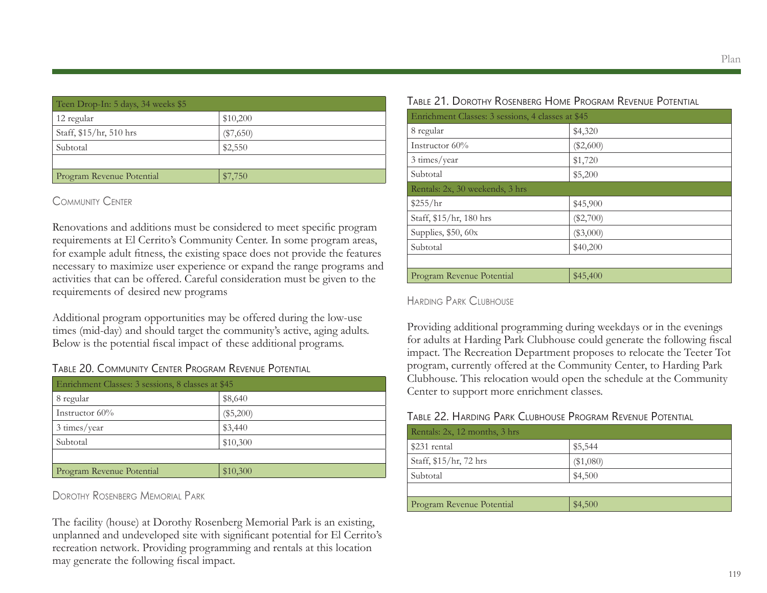| Teen Drop-In: 5 days, 34 weeks $5 | |
|---|---|
| 12 regular | $10,200 |
| Staff, $15/hr, 510 hrs | ($7,650) |
| Subtotal | $2,550 |
| | |
| Program Revenue Potential | $7,750 |

### Community Center

Renovations and additions must be considered to meet specific program requirements at El Cerrito's Community Center. In some program areas, for example adult fitness, the existing space does not provide the features necessary to maximize user experience or expand the range programs and activities that can be offered. Careful consideration must be given to the requirements of desired new programs

Additional program opportunities may be offered during the low-use times (mid-day) and should target the community's active, aging adults. Below is the potential fiscal impact of these additional programs.

Table 20. Community Center Program Revenue Potential

| Enrichment Classes: 3 sessions, 8 classes at $45 | |
|---|---|
| 8 regular | $8,640 |
| Instructor 60% | ($5,200) |
| 3 times/year | $3,440 |
| Subtotal | $10,300 |
| | |
| Program Revenue Potential | $10,300 |

### Dorothy Rosenberg Memorial Park

The facility (house) at Dorothy Rosenberg Memorial Park is an existing, unplanned and undeveloped site with significant potential for El Cerrito's recreation network. Providing programming and rentals at this location may generate the following fiscal impact.

Table 21. Dorothy Rosenberg Home Program Revenue Potential

| Enrichment Classes: 3 sessions, 4 classes at $45 | |
|---|---|
| 8 regular | $4,320 |
| Instructor 60% | ($2,600) |
| 3 times/year | $1,720 |
| Subtotal | $5,200 |
| Rentals: 2x, 30 weekends, 3 hrs | |
| $255/hr | $45,900 |
| Staff, $15/hr, 180 hrs | ($2,700) |
| Supplies, $50, 60x | ($3,000) |
| Subtotal | $40,200 |
| | |
| Program Revenue Potential | $45,400 |

### Harding Park Clubhouse

Providing additional programming during weekdays or in the evenings for adults at Harding Park Clubhouse could generate the following fiscal impact. The Recreation Department proposes to relocate the Teeter Tot program, currently offered at the Community Center, to Harding Park Clubhouse. This relocation would open the schedule at the Community Center to support more enrichment classes.

Table 22. Harding Park Clubhouse Program Revenue Potential

| Rentals: 2x, 12 months, 3 hrs | |
|---|---|
| $231 rental | $5,544 |
| Staff, $15/hr, 72 hrs | ($1,080) |
| Subtotal | $4,500 |
| | |
| Program Revenue Potential | $4,500 |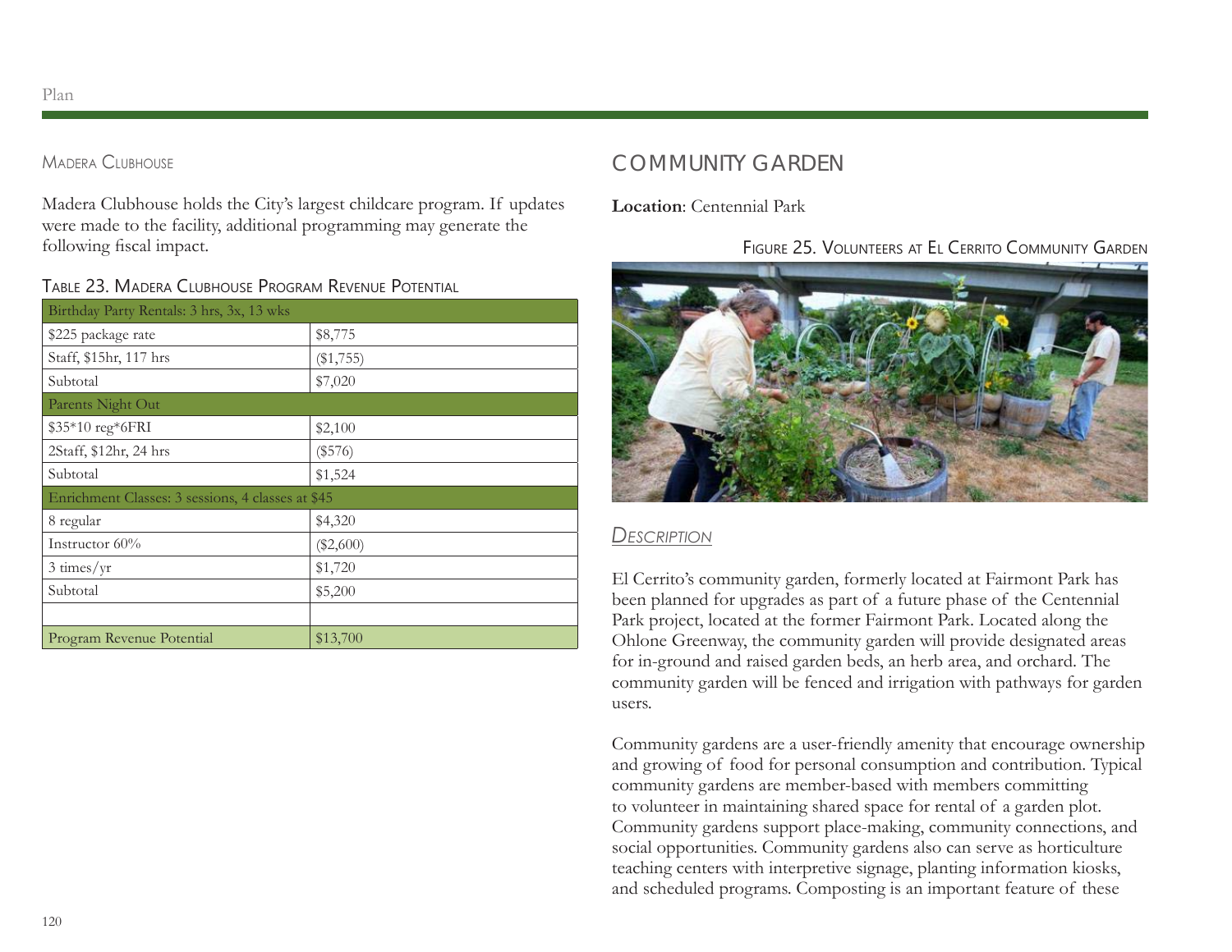### Madera Clubhouse

Madera Clubhouse holds the City's largest childcare program. If updates were made to the facility, additional programming may generate the following fiscal impact.

Table 23. Madera Clubhouse Program Revenue Potential

| Birthday Party Rentals: 3 hrs, 3x, 13 wks | |
|---|---|
| $225 package rate | $8,775 |
| Staff, $15hr, 117 hrs | ($1,755) |
| Subtotal | $7,020 |
| Parents Night Out | |
| $35*10 reg*6FRI | $2,100 |
| 2Staff, $12hr, 24 hrs | ($576) |
| Subtotal | $1,524 |
| Enrichment Classes: 3 sessions, 4 classes at $45 | |
| 8 regular | $4,320 |
| Instructor 60% | ($2,600) |
| 3 times/yr | $1,720 |
| Subtotal | $5,200 |
| | |
| Program Revenue Potential | $13,700 |

## Community Garden

**Location**: Centennial Park

Figure 25. Volunteers at El Cerrito Community Garden

### *Description*

El Cerrito's community garden, formerly located at Fairmont Park has been planned for upgrades as part of a future phase of the Centennial Park project, located at the former Fairmont Park. Located along the Ohlone Greenway, the community garden will provide designated areas for in-ground and raised garden beds, an herb area, and orchard. The community garden will be fenced and irrigation with pathways for garden users.

Community gardens are a user-friendly amenity that encourage ownership and growing of food for personal consumption and contribution. Typical community gardens are member-based with members committing to volunteer in maintaining shared space for rental of a garden plot. Community gardens support place-making, community connections, and social opportunities. Community gardens also can serve as horticulture teaching centers with interpretive signage, planting information kiosks, and scheduled programs. Composting is an important feature of these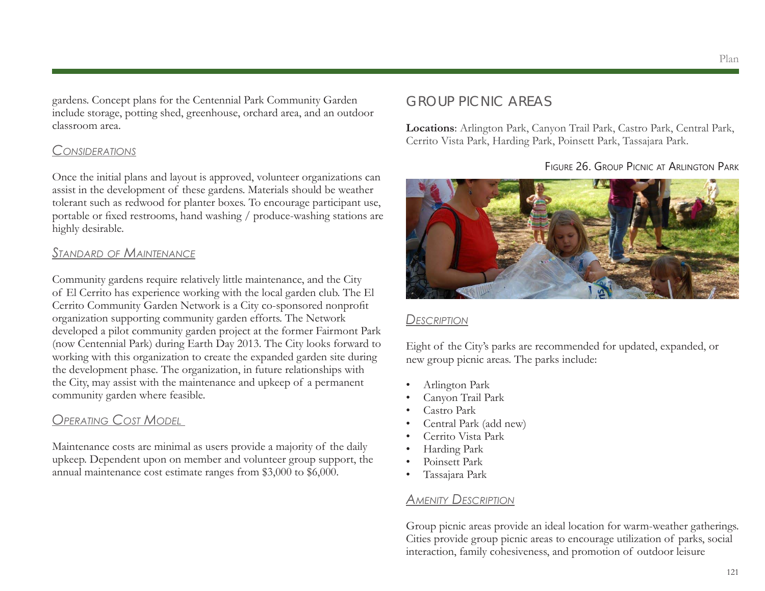gardens. Concept plans for the Centennial Park Community Garden include storage, potting shed, greenhouse, orchard area, and an outdoor classroom area.

### *Considerations*

Once the initial plans and layout is approved, volunteer organizations can assist in the development of these gardens. Materials should be weather tolerant such as redwood for planter boxes. To encourage participant use, portable or fixed restrooms, hand washing / produce-washing stations are highly desirable.

### *Standard of Maintenance*

Community gardens require relatively little maintenance, and the City of El Cerrito has experience working with the local garden club. The El Cerrito Community Garden Network is a City co-sponsored nonprofit organization supporting community garden efforts. The Network developed a pilot community garden project at the former Fairmont Park (now Centennial Park) during Earth Day 2013. The City looks forward to working with this organization to create the expanded garden site during the development phase. The organization, in future relationships with the City, may assist with the maintenance and upkeep of a permanent community garden where feasible.

### *Operating Cost Model*

Maintenance costs are minimal as users provide a majority of the daily upkeep. Dependent upon on member and volunteer group support, the annual maintenance cost estimate ranges from $3,000 to $6,000.

## Group Picnic Areas

**Locations**: Arlington Park, Canyon Trail Park, Castro Park, Central Park, Cerrito Vista Park, Harding Park, Poinsett Park, Tassajara Park.

Figure 26. Group Picnic at Arlington Park

### *Description*

Eight of the City's parks are recommended for updated, expanded, or new group picnic areas. The parks include:

- Arlington Park
- Canyon Trail Park
- Castro Park
- Central Park (add new)
- Cerrito Vista Park
- Harding Park
- Poinsett Park
- Tassajara Park

### *Amenity Description*

Group picnic areas provide an ideal location for warm-weather gatherings. Cities provide group picnic areas to encourage utilization of parks, social interaction, family cohesiveness, and promotion of outdoor leisure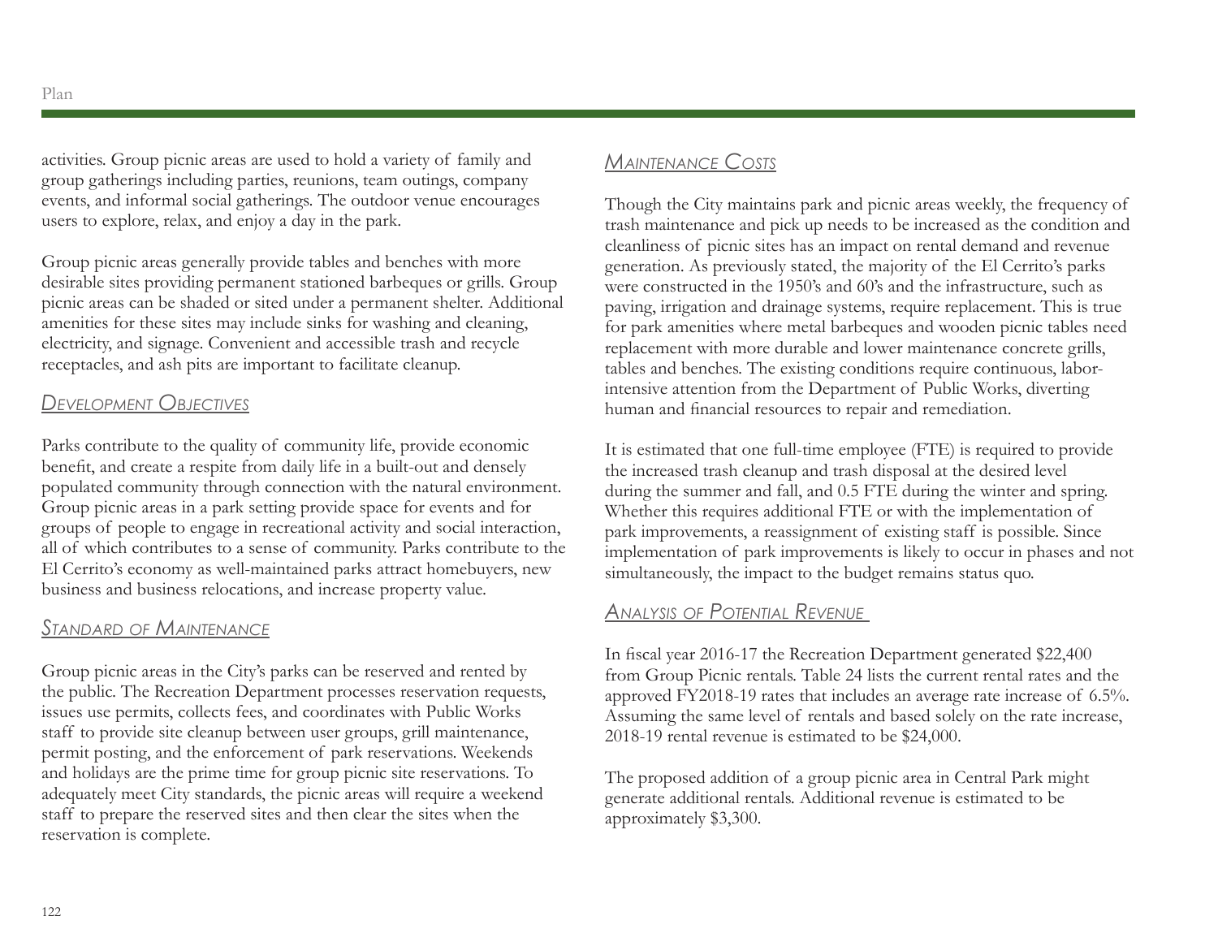activities. Group picnic areas are used to hold a variety of family and group gatherings including parties, reunions, team outings, company events, and informal social gatherings. The outdoor venue encourages users to explore, relax, and enjoy a day in the park.

Group picnic areas generally provide tables and benches with more desirable sites providing permanent stationed barbeques or grills. Group picnic areas can be shaded or sited under a permanent shelter. Additional amenities for these sites may include sinks for washing and cleaning, electricity, and signage. Convenient and accessible trash and recycle receptacles, and ash pits are important to facilitate cleanup.

### Development Objectives

Parks contribute to the quality of community life, provide economic benefit, and create a respite from daily life in a built-out and densely populated community through connection with the natural environment. Group picnic areas in a park setting provide space for events and for groups of people to engage in recreational activity and social interaction, all of which contributes to a sense of community. Parks contribute to the El Cerrito's economy as well-maintained parks attract homebuyers, new business and business relocations, and increase property value.

### Standard of Maintenance

Group picnic areas in the City's parks can be reserved and rented by the public. The Recreation Department processes reservation requests, issues use permits, collects fees, and coordinates with Public Works staff to provide site cleanup between user groups, grill maintenance, permit posting, and the enforcement of park reservations. Weekends and holidays are the prime time for group picnic site reservations. To adequately meet City standards, the picnic areas will require a weekend staff to prepare the reserved sites and then clear the sites when the reservation is complete.

### Maintenance Costs

Though the City maintains park and picnic areas weekly, the frequency of trash maintenance and pick up needs to be increased as the condition and cleanliness of picnic sites has an impact on rental demand and revenue generation. As previously stated, the majority of the El Cerrito's parks were constructed in the 1950's and 60's and the infrastructure, such as paving, irrigation and drainage systems, require replacement. This is true for park amenities where metal barbeques and wooden picnic tables need replacement with more durable and lower maintenance concrete grills, tables and benches. The existing conditions require continuous, labor-intensive attention from the Department of Public Works, diverting human and financial resources to repair and remediation.

It is estimated that one full-time employee (FTE) is required to provide the increased trash cleanup and trash disposal at the desired level during the summer and fall, and 0.5 FTE during the winter and spring. Whether this requires additional FTE or with the implementation of park improvements, a reassignment of existing staff is possible. Since implementation of park improvements is likely to occur in phases and not simultaneously, the impact to the budget remains status quo.

### Analysis of Potential Revenue

In fiscal year 2016-17 the Recreation Department generated $22,400 from Group Picnic rentals. Table 24 lists the current rental rates and the approved FY2018-19 rates that includes an average rate increase of 6.5%. Assuming the same level of rentals and based solely on the rate increase, 2018-19 rental revenue is estimated to be $24,000.

The proposed addition of a group picnic area in Central Park might generate additional rentals. Additional revenue is estimated to be approximately $3,300.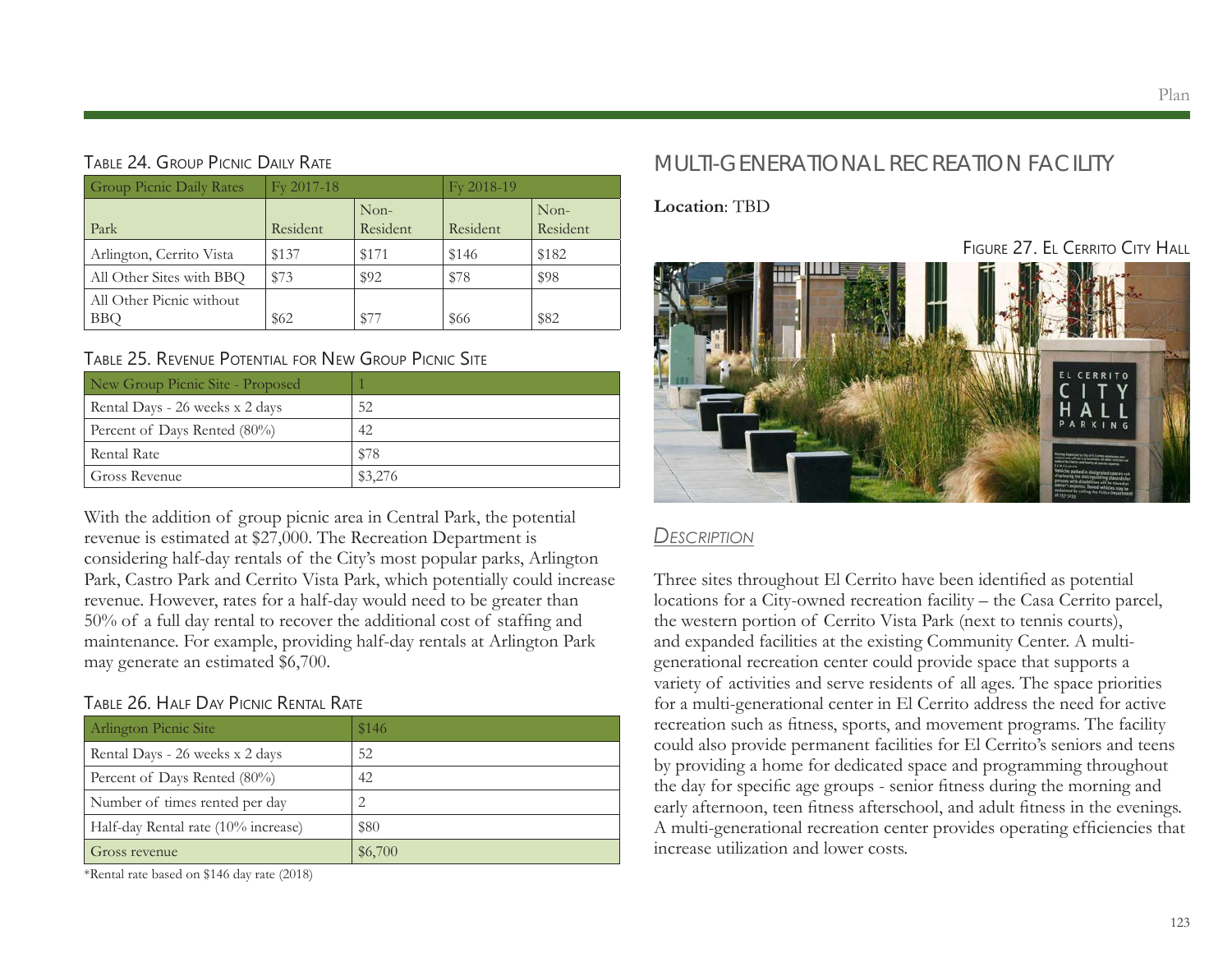Table 24. Group Picnic Daily Rate

| Group Picnic Daily Rates | Fy 2017-18 | | Fy 2018-19 | |
|---|---|---|---|---|
| Park | Resident | Non-Resident | Resident | Non-Resident |
| Arlington, Cerrito Vista | $137 | $171 | $146 | $182 |
| All Other Sites with BBQ | $73 | $92 | $78 | $98 |
| All Other Picnic without BBQ | $62 | $77 | $66 | $82 |

Table 25. Revenue Potential for New Group Picnic Site

| New Group Picnic Site - Proposed | 1 |
|---|---|
| Rental Days - 26 weeks x 2 days | 52 |
| Percent of Days Rented (80%) | 42 |
| Rental Rate | $78 |
| Gross Revenue | $3,276 |

With the addition of group picnic area in Central Park, the potential revenue is estimated at $27,000. The Recreation Department is considering half-day rentals of the City's most popular parks, Arlington Park, Castro Park and Cerrito Vista Park, which potentially could increase revenue. However, rates for a half-day would need to be greater than 50% of a full day rental to recover the additional cost of staffing and maintenance. For example, providing half-day rentals at Arlington Park may generate an estimated $6,700.

Table 26. Half Day Picnic Rental Rate

| Arlington Picnic Site | $146 |
|---|---|
| Rental Days - 26 weeks x 2 days | 52 |
| Percent of Days Rented (80%) | 42 |
| Number of times rented per day | 2 |
| Half-day Rental rate (10% increase) | $80 |
| Gross revenue | $6,700 |

*Rental rate based on $146 day rate (2018)

## MULTI-GENERATIONAL RECREATION FACILITY

**Location**: TBD

Figure 27. El Cerrito City Hall

### *Description*

Three sites throughout El Cerrito have been identified as potential locations for a City-owned recreation facility – the Casa Cerrito parcel, the western portion of Cerrito Vista Park (next to tennis courts), and expanded facilities at the existing Community Center. A multi-generational recreation center could provide space that supports a variety of activities and serve residents of all ages. The space priorities for a multi-generational center in El Cerrito address the need for active recreation such as fitness, sports, and movement programs. The facility could also provide permanent facilities for El Cerrito's seniors and teens by providing a home for dedicated space and programming throughout the day for specific age groups - senior fitness during the morning and early afternoon, teen fitness afterschool, and adult fitness in the evenings. A multi-generational recreation center provides operating efficiencies that increase utilization and lower costs.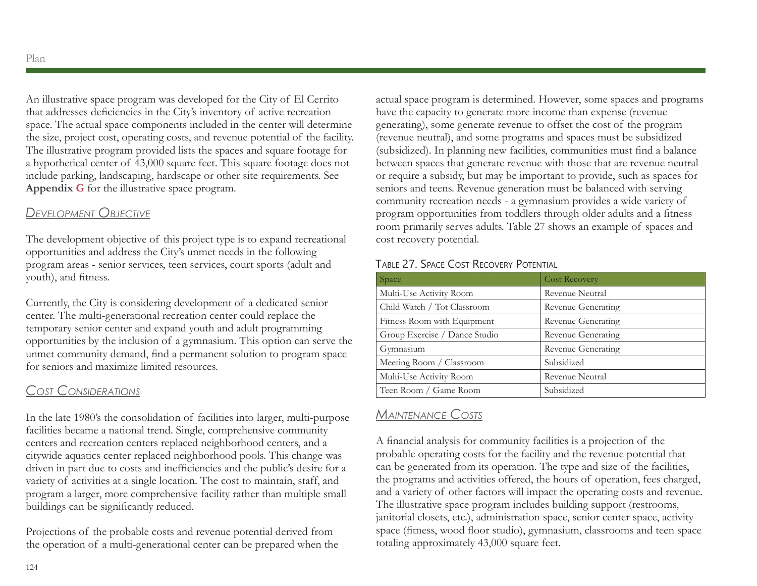An illustrative space program was developed for the City of El Cerrito that addresses deficiencies in the City's inventory of active recreation space. The actual space components included in the center will determine the size, project cost, operating costs, and revenue potential of the facility. The illustrative program provided lists the spaces and square footage for a hypothetical center of 43,000 square feet. This square footage does not include parking, landscaping, hardscape or other site requirements. See **Appendix G** for the illustrative space program.

## *Development Objective*

The development objective of this project type is to expand recreational opportunities and address the City's unmet needs in the following program areas - senior services, teen services, court sports (adult and youth), and fitness.

Currently, the City is considering development of a dedicated senior center. The multi-generational recreation center could replace the temporary senior center and expand youth and adult programming opportunities by the inclusion of a gymnasium. This option can serve the unmet community demand, find a permanent solution to program space for seniors and maximize limited resources.

## *Cost Considerations*

In the late 1980's the consolidation of facilities into larger, multi-purpose facilities became a national trend. Single, comprehensive community centers and recreation centers replaced neighborhood centers, and a citywide aquatics center replaced neighborhood pools. This change was driven in part due to costs and inefficiencies and the public's desire for a variety of activities at a single location. The cost to maintain, staff, and program a larger, more comprehensive facility rather than multiple small buildings can be significantly reduced.

Projections of the probable costs and revenue potential derived from the operation of a multi-generational center can be prepared when the actual space program is determined. However, some spaces and programs have the capacity to generate more income than expense (revenue generating), some generate revenue to offset the cost of the program (revenue neutral), and some programs and spaces must be subsidized (subsidized). In planning new facilities, communities must find a balance between spaces that generate revenue with those that are revenue neutral or require a subsidy, but may be important to provide, such as spaces for seniors and teens. Revenue generation must be balanced with serving community recreation needs - a gymnasium provides a wide variety of program opportunities from toddlers through older adults and a fitness room primarily serves adults. Table 27 shows an example of spaces and cost recovery potential.

Table 27. Space Cost Recovery Potential

| Space | Cost Recovery |
|---|---|
| Multi-Use Activity Room | Revenue Neutral |
| Child Watch / Tot Classroom | Revenue Generating |
| Fitness Room with Equipment | Revenue Generating |
| Group Exercise / Dance Studio | Revenue Generating |
| Gymnasium | Revenue Generating |
| Meeting Room / Classroom | Subsidized |
| Multi-Use Activity Room | Revenue Neutral |
| Teen Room / Game Room | Subsidized |

## *Maintenance Costs*

A financial analysis for community facilities is a projection of the probable operating costs for the facility and the revenue potential that can be generated from its operation. The type and size of the facilities, the programs and activities offered, the hours of operation, fees charged, and a variety of other factors will impact the operating costs and revenue. The illustrative space program includes building support (restrooms, janitorial closets, etc.), administration space, senior center space, activity space (fitness, wood floor studio), gymnasium, classrooms and teen space totaling approximately 43,000 square feet.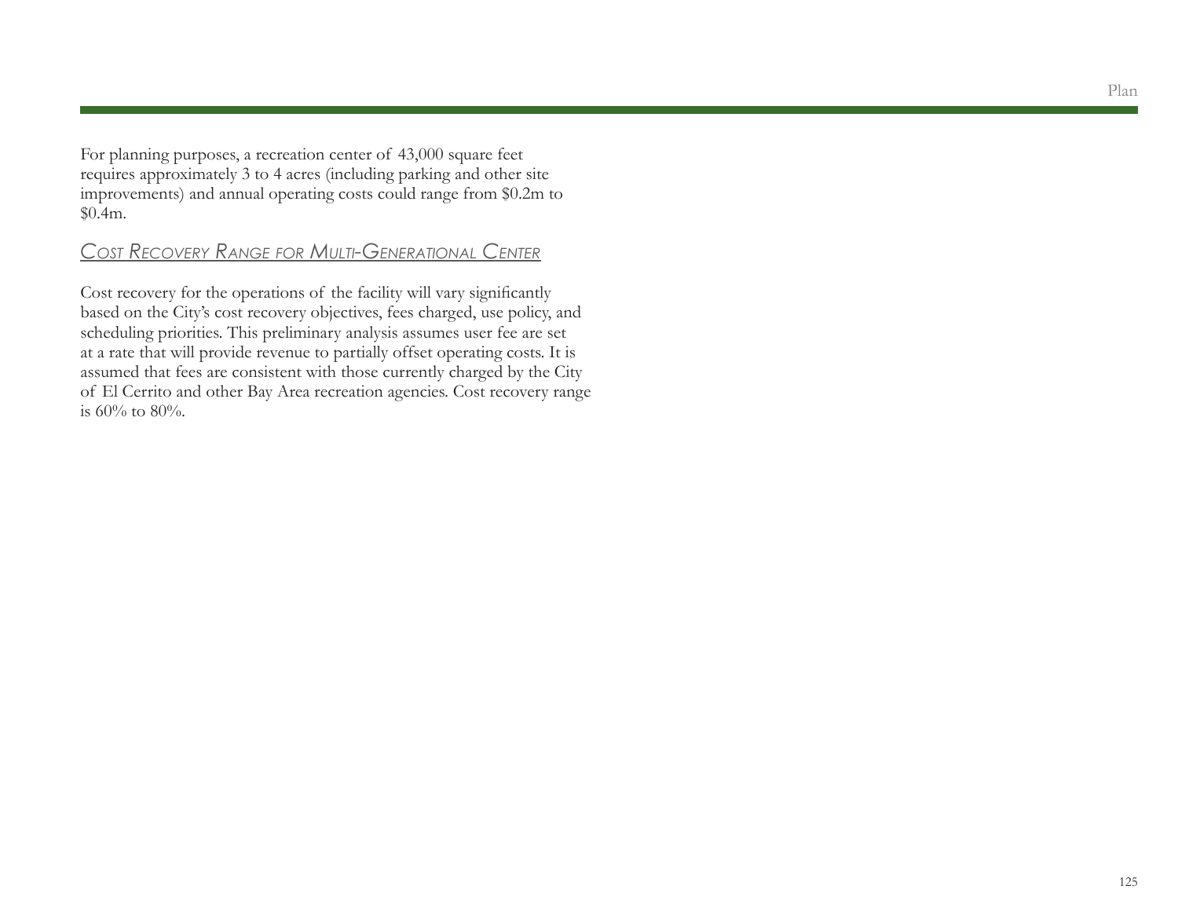For planning purposes, a recreation center of 43,000 square feet requires approximately 3 to 4 acres (including parking and other site improvements) and annual operating costs could range from $0.2m to $0.4m.

### *Cost Recovery Range for Multi-Generational Center*

Cost recovery for the operations of the facility will vary significantly based on the City's cost recovery objectives, fees charged, use policy, and scheduling priorities. This preliminary analysis assumes user fee are set at a rate that will provide revenue to partially offset operating costs. It is assumed that fees are consistent with those currently charged by the City of El Cerrito and other Bay Area recreation agencies. Cost recovery range is 60% to 80%.